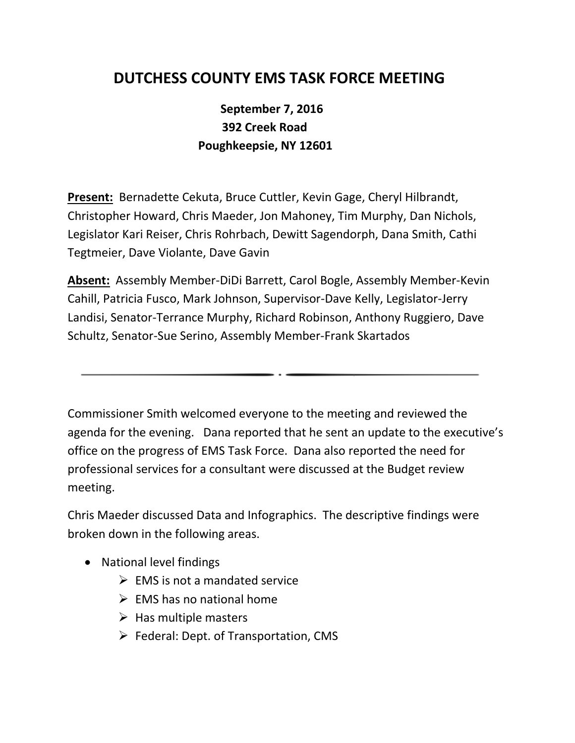# DUTCHESS COUNTY EMS TASK FORCE MEETING

**September 7, 2016**
**392 Creek Road**
**Poughkeepsie, NY 12601**

**Present:** Bernadette Cekuta, Bruce Cuttler, Kevin Gage, Cheryl Hilbrandt, Christopher Howard, Chris Maeder, Jon Mahoney, Tim Murphy, Dan Nichols, Legislator Kari Reiser, Chris Rohrbach, Dewitt Sagendorph, Dana Smith, Cathi Tegtmeier, Dave Violante, Dave Gavin

**Absent:** Assembly Member-DiDi Barrett, Carol Bogle, Assembly Member-Kevin Cahill, Patricia Fusco, Mark Johnson, Supervisor-Dave Kelly, Legislator-Jerry Landisi, Senator-Terrance Murphy, Richard Robinson, Anthony Ruggiero, Dave Schultz, Senator-Sue Serino, Assembly Member-Frank Skartados

---

Commissioner Smith welcomed everyone to the meeting and reviewed the agenda for the evening. Dana reported that he sent an update to the executive's office on the progress of EMS Task Force. Dana also reported the need for professional services for a consultant were discussed at the Budget review meeting.

Chris Maeder discussed Data and Infographics. The descriptive findings were broken down in the following areas.

- National level findings
  - EMS is not a mandated service
  - EMS has no national home
  - Has multiple masters
  - Federal: Dept. of Transportation, CMS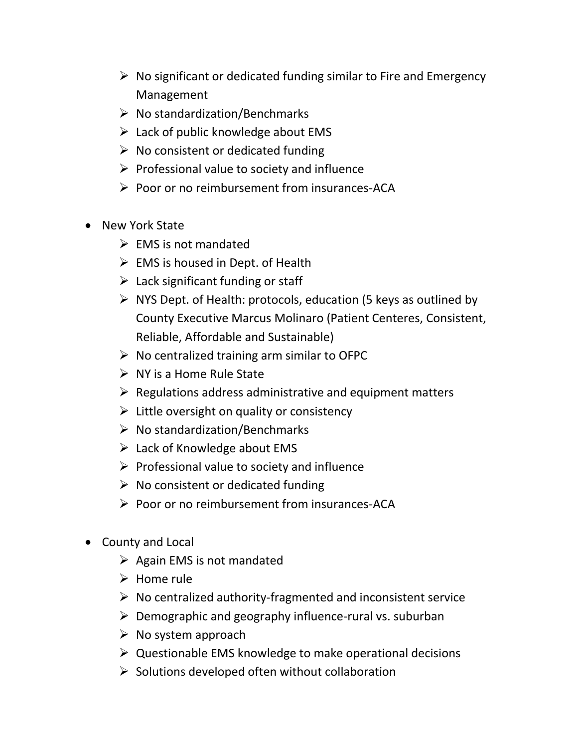- No significant or dedicated funding similar to Fire and Emergency Management
  - No standardization/Benchmarks
  - Lack of public knowledge about EMS
  - No consistent or dedicated funding
  - Professional value to society and influence
  - Poor or no reimbursement from insurances-ACA

- New York State
  - EMS is not mandated
  - EMS is housed in Dept. of Health
  - Lack significant funding or staff
  - NYS Dept. of Health: protocols, education (5 keys as outlined by County Executive Marcus Molinaro (Patient Centeres, Consistent, Reliable, Affordable and Sustainable)
  - No centralized training arm similar to OFPC
  - NY is a Home Rule State
  - Regulations address administrative and equipment matters
  - Little oversight on quality or consistency
  - No standardization/Benchmarks
  - Lack of Knowledge about EMS
  - Professional value to society and influence
  - No consistent or dedicated funding
  - Poor or no reimbursement from insurances-ACA

- County and Local
  - Again EMS is not mandated
  - Home rule
  - No centralized authority-fragmented and inconsistent service
  - Demographic and geography influence-rural vs. suburban
  - No system approach
  - Questionable EMS knowledge to make operational decisions
  - Solutions developed often without collaboration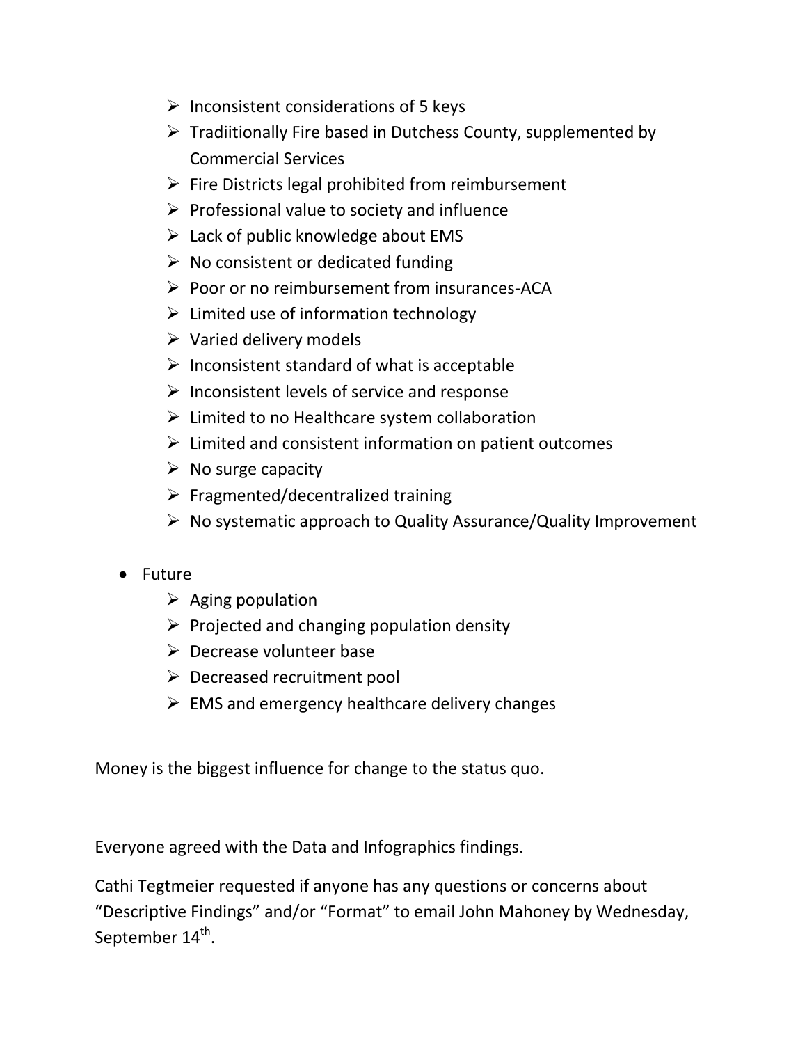- Inconsistent considerations of 5 keys
- Tradiitionally Fire based in Dutchess County, supplemented by Commercial Services
- Fire Districts legal prohibited from reimbursement
- Professional value to society and influence
- Lack of public knowledge about EMS
- No consistent or dedicated funding
- Poor or no reimbursement from insurances-ACA
- Limited use of information technology
- Varied delivery models
- Inconsistent standard of what is acceptable
- Inconsistent levels of service and response
- Limited to no Healthcare system collaboration
- Limited and consistent information on patient outcomes
- No surge capacity
- Fragmented/decentralized training
- No systematic approach to Quality Assurance/Quality Improvement

- Future
  - Aging population
  - Projected and changing population density
  - Decrease volunteer base
  - Decreased recruitment pool
  - EMS and emergency healthcare delivery changes

Money is the biggest influence for change to the status quo.

Everyone agreed with the Data and Infographics findings.

Cathi Tegtmeier requested if anyone has any questions or concerns about "Descriptive Findings" and/or "Format" to email John Mahoney by Wednesday, September 14th.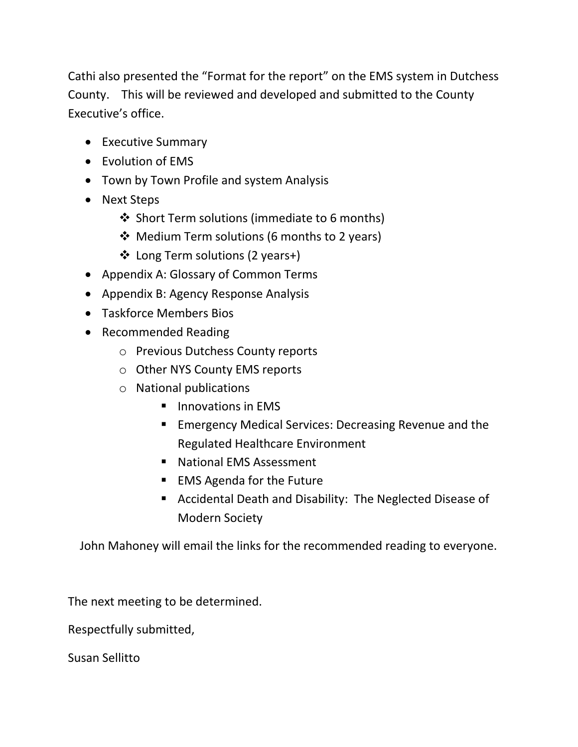Cathi also presented the “Format for the report” on the EMS system in Dutchess County. This will be reviewed and developed and submitted to the County Executive’s office.

- Executive Summary
- Evolution of EMS
- Town by Town Profile and system Analysis
- Next Steps
    - Short Term solutions (immediate to 6 months)
    - Medium Term solutions (6 months to 2 years)
    - Long Term solutions (2 years+)
- Appendix A: Glossary of Common Terms
- Appendix B: Agency Response Analysis
- Taskforce Members Bios
- Recommended Reading
    - Previous Dutchess County reports
    - Other NYS County EMS reports
    - National publications
        - Innovations in EMS
        - Emergency Medical Services: Decreasing Revenue and the Regulated Healthcare Environment
        - National EMS Assessment
        - EMS Agenda for the Future
        - Accidental Death and Disability: The Neglected Disease of Modern Society

John Mahoney will email the links for the recommended reading to everyone.

The next meeting to be determined.

Respectfully submitted,

Susan Sellitto